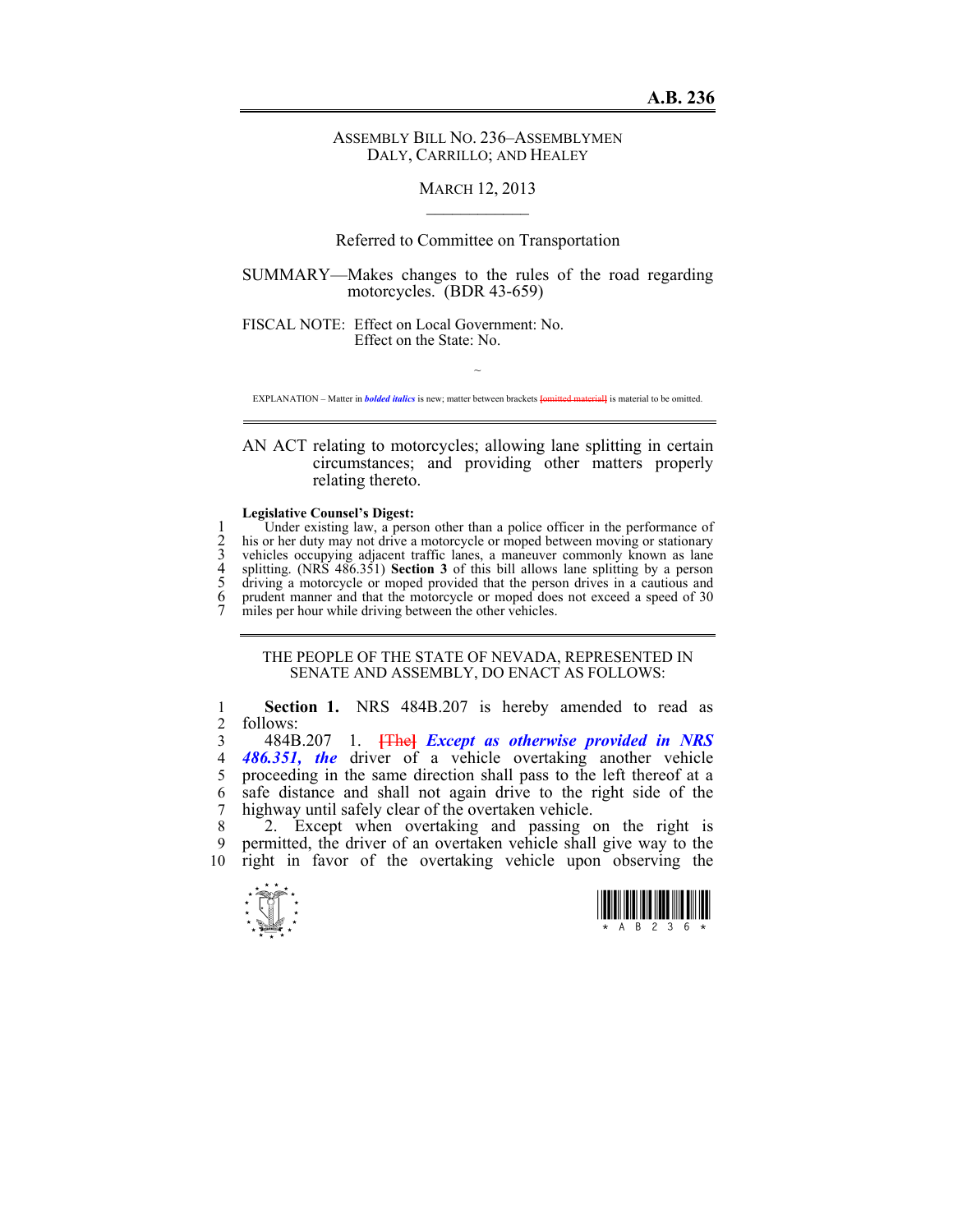**A.B. 236**

ASSEMBLY BILL NO. 236–ASSEMBLYMEN DALY, CARRILLO; AND HEALEY

MARCH 12, 2013

Referred to Committee on Transportation

SUMMARY—Makes changes to the rules of the road regarding motorcycles. (BDR 43-659)

FISCAL NOTE: Effect on Local Government: No.
Effect on the State: No.

~

EXPLANATION – Matter in ***bolded italics*** is new; matter between brackets [~~omitted material~~] is material to be omitted.

AN ACT relating to motorcycles; allowing lane splitting in certain circumstances; and providing other matters properly relating thereto.

**Legislative Counsel's Digest:**

Under existing law, a person other than a police officer in the performance of his or her duty may not drive a motorcycle or moped between moving or stationary vehicles occupying adjacent traffic lanes, a maneuver commonly known as lane splitting. (NRS 486.351) **Section 3** of this bill allows lane splitting by a person driving a motorcycle or moped provided that the person drives in a cautious and prudent manner and that the motorcycle or moped does not exceed a speed of 30 miles per hour while driving between the other vehicles.

THE PEOPLE OF THE STATE OF NEVADA, REPRESENTED IN SENATE AND ASSEMBLY, DO ENACT AS FOLLOWS:

**Section 1.** NRS 484B.207 is hereby amended to read as follows:

484B.207 1. [~~The~~] ***Except as otherwise provided in NRS 486.351, the*** driver of a vehicle overtaking another vehicle proceeding in the same direction shall pass to the left thereof at a safe distance and shall not again drive to the right side of the highway until safely clear of the overtaken vehicle.

2. Except when overtaking and passing on the right is permitted, the driver of an overtaken vehicle shall give way to the right in favor of the overtaking vehicle upon observing the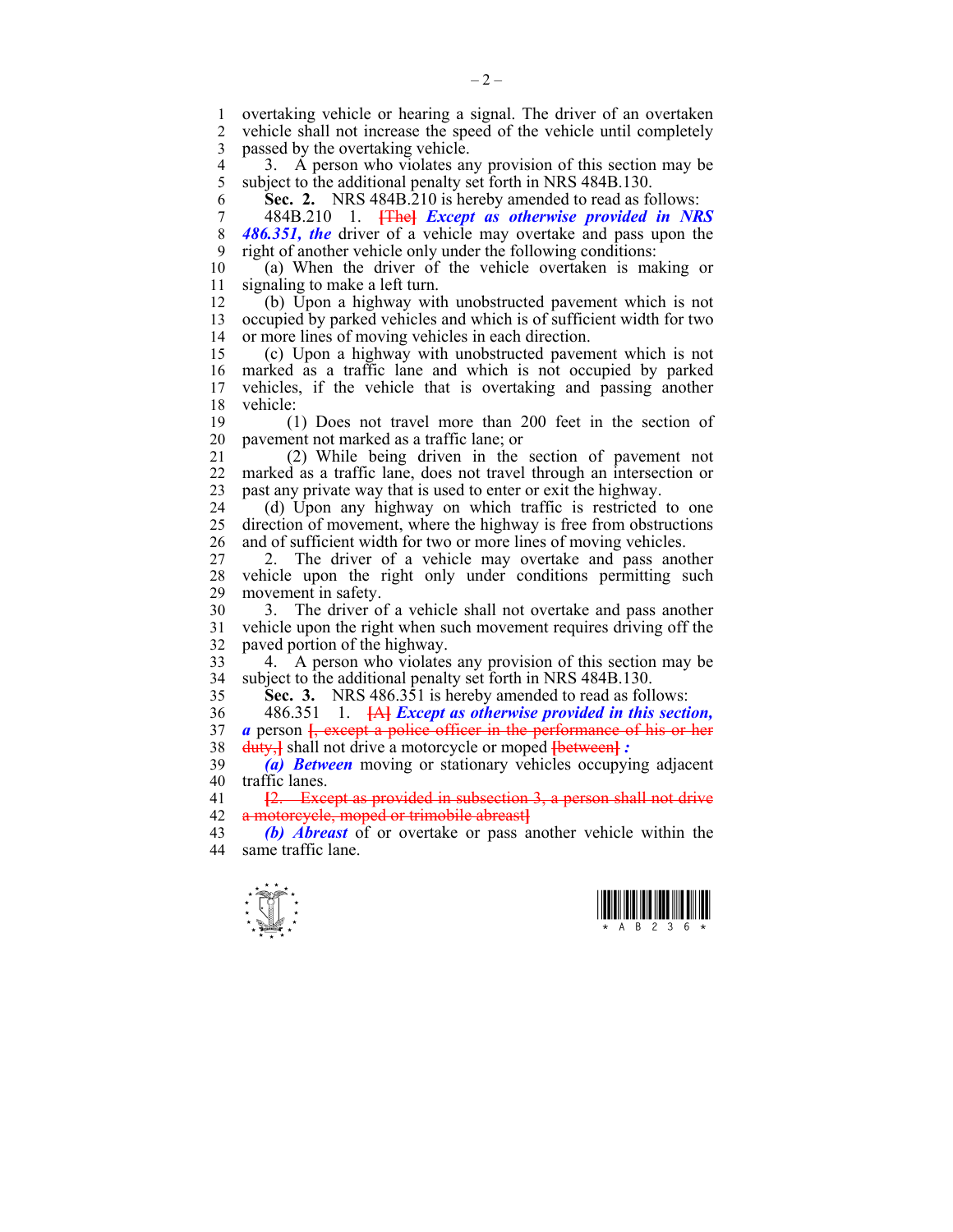overtaking vehicle or hearing a signal. The driver of an overtaken vehicle shall not increase the speed of the vehicle until completely passed by the overtaking vehicle.

3. A person who violates any provision of this section may be subject to the additional penalty set forth in NRS 484B.130.

**Sec. 2.** NRS 484B.210 is hereby amended to read as follows:

484B.210 1. ~~[The]~~ ***Except as otherwise provided in NRS 486.351, the*** driver of a vehicle may overtake and pass upon the right of another vehicle only under the following conditions:

(a) When the driver of the vehicle overtaken is making or signaling to make a left turn.

(b) Upon a highway with unobstructed pavement which is not occupied by parked vehicles and which is of sufficient width for two or more lines of moving vehicles in each direction.

(c) Upon a highway with unobstructed pavement which is not marked as a traffic lane and which is not occupied by parked vehicles, if the vehicle that is overtaking and passing another vehicle:

(1) Does not travel more than 200 feet in the section of pavement not marked as a traffic lane; or

(2) While being driven in the section of pavement not marked as a traffic lane, does not travel through an intersection or past any private way that is used to enter or exit the highway.

(d) Upon any highway on which traffic is restricted to one direction of movement, where the highway is free from obstructions and of sufficient width for two or more lines of moving vehicles.

2. The driver of a vehicle may overtake and pass another vehicle upon the right only under conditions permitting such movement in safety.

3. The driver of a vehicle shall not overtake and pass another vehicle upon the right when such movement requires driving off the paved portion of the highway.

4. A person who violates any provision of this section may be subject to the additional penalty set forth in NRS 484B.130.

**Sec. 3.** NRS 486.351 is hereby amended to read as follows:

486.351 1. ~~[A]~~ ***Except as otherwise provided in this section, a*** person ~~[, except a police officer in the performance of his or her duty,]~~ shall not drive a motorcycle or moped ~~[between]~~ ***:***

***(a) Between*** moving or stationary vehicles occupying adjacent traffic lanes.

~~[2. Except as provided in subsection 3, a person shall not drive a motorcycle, moped or trimobile abreast]~~

***(b) Abreast*** of or overtake or pass another vehicle within the same traffic lane.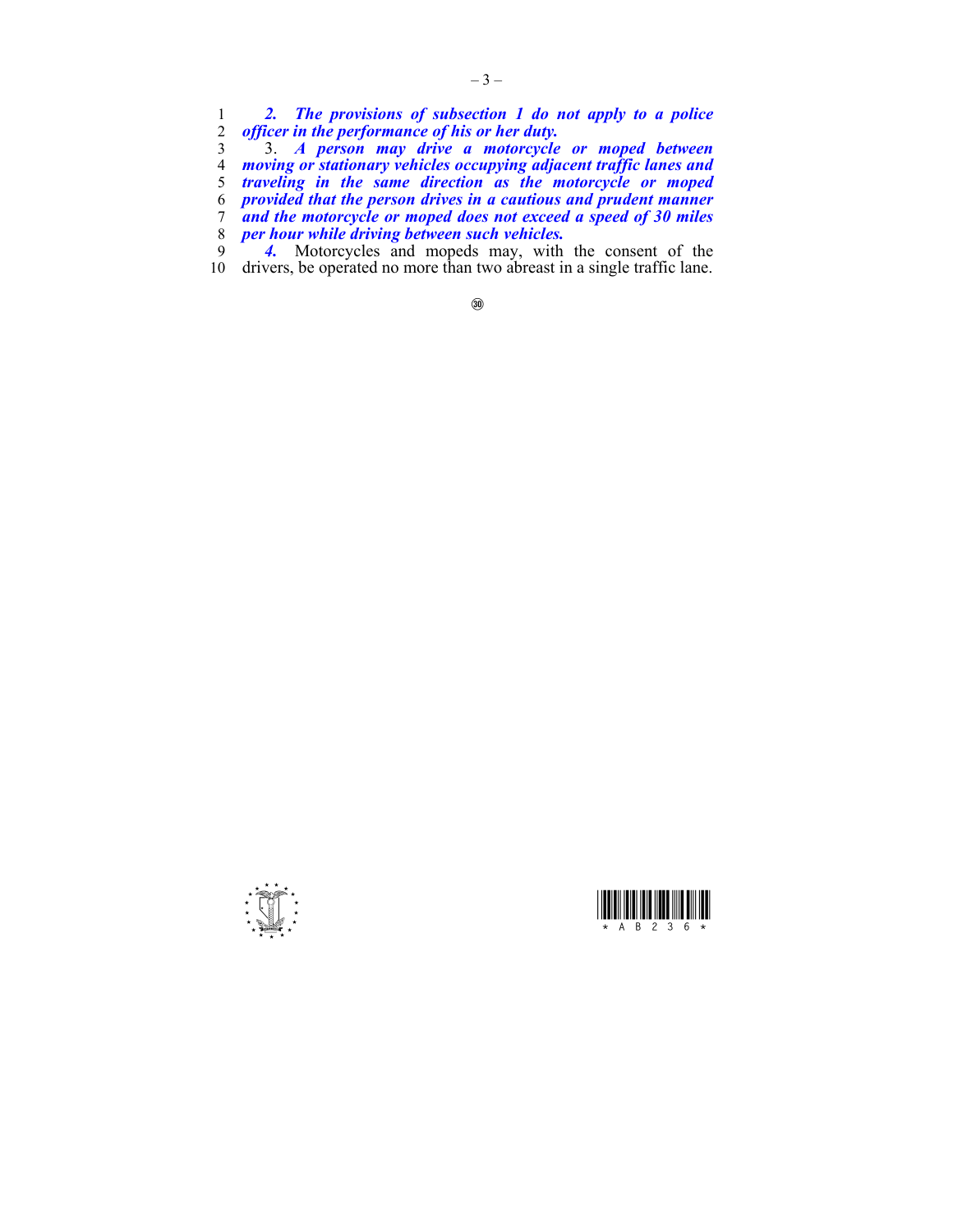***2. The provisions of subsection 1 do not apply to a police officer in the performance of his or her duty.***

3. ***A person may drive a motorcycle or moped between moving or stationary vehicles occupying adjacent traffic lanes and traveling in the same direction as the motorcycle or moped provided that the person drives in a cautious and prudent manner and the motorcycle or moped does not exceed a speed of 30 miles per hour while driving between such vehicles.***

***4.*** Motorcycles and mopeds may, with the consent of the drivers, be operated no more than two abreast in a single traffic lane.